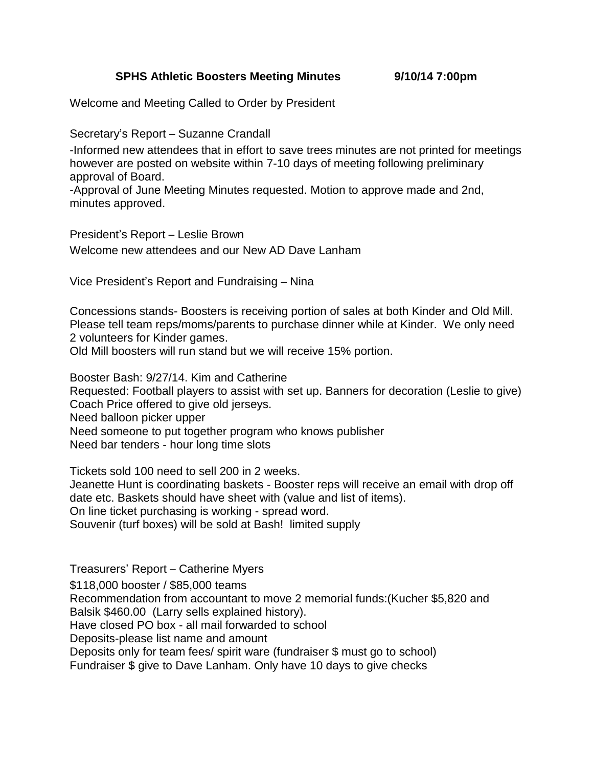# SPHS Athletic Boosters Meeting Minutes 9/10/14 7:00pm

Welcome and Meeting Called to Order by President

Secretary's Report – Suzanne Crandall

-Informed new attendees that in effort to save trees minutes are not printed for meetings however are posted on website within 7-10 days of meeting following preliminary approval of Board.
-Approval of June Meeting Minutes requested. Motion to approve made and 2nd, minutes approved.

President's Report – Leslie Brown

Welcome new attendees and our New AD Dave Lanham

Vice President's Report and Fundraising – Nina

Concessions stands- Boosters is receiving portion of sales at both Kinder and Old Mill. Please tell team reps/moms/parents to purchase dinner while at Kinder. We only need 2 volunteers for Kinder games.
Old Mill boosters will run stand but we will receive 15% portion.

Booster Bash: 9/27/14. Kim and Catherine
Requested: Football players to assist with set up. Banners for decoration (Leslie to give)
Coach Price offered to give old jerseys.
Need balloon picker upper
Need someone to put together program who knows publisher
Need bar tenders - hour long time slots

Tickets sold 100 need to sell 200 in 2 weeks.
Jeanette Hunt is coordinating baskets - Booster reps will receive an email with drop off date etc. Baskets should have sheet with (value and list of items).
On line ticket purchasing is working - spread word.
Souvenir (turf boxes) will be sold at Bash! limited supply

Treasurers' Report – Catherine Myers

$118,000 booster / $85,000 teams
Recommendation from accountant to move 2 memorial funds:(Kucher $5,820 and Balsik $460.00 (Larry sells explained history).
Have closed PO box - all mail forwarded to school
Deposits-please list name and amount
Deposits only for team fees/ spirit ware (fundraiser $ must go to school)
Fundraiser $ give to Dave Lanham. Only have 10 days to give checks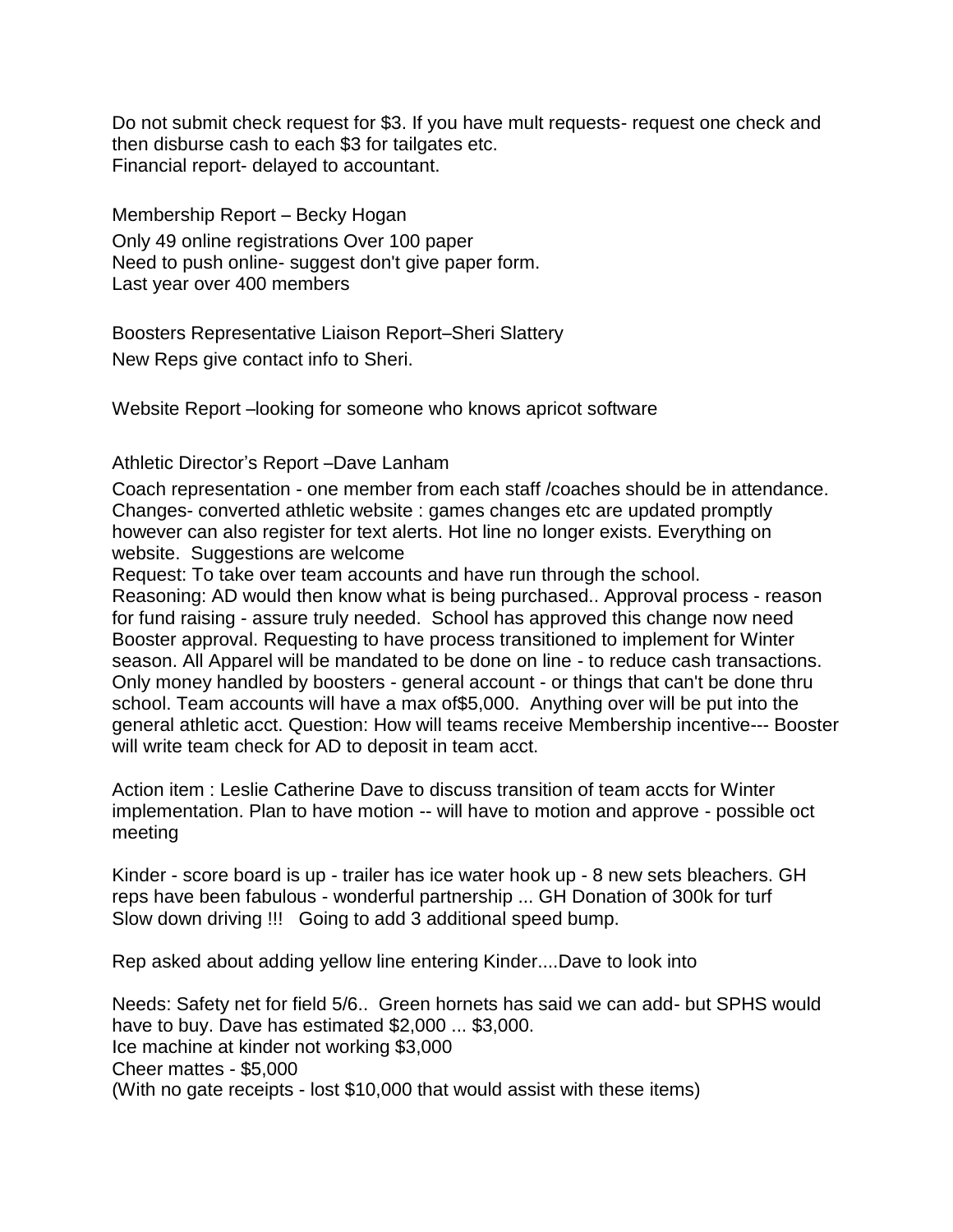Do not submit check request for $3. If you have mult requests- request one check and then disburse cash to each $3 for tailgates etc.
Financial report- delayed to accountant.

Membership Report – Becky Hogan

Only 49 online registrations Over 100 paper
Need to push online- suggest don't give paper form.
Last year over 400 members

Boosters Representative Liaison Report–Sheri Slattery

New Reps give contact info to Sheri.

Website Report –looking for someone who knows apricot software

Athletic Director's Report –Dave Lanham

Coach representation - one member from each staff /coaches should be in attendance.
Changes- converted athletic website : games changes etc are updated promptly however can also register for text alerts. Hot line no longer exists. Everything on website. Suggestions are welcome
Request: To take over team accounts and have run through the school.
Reasoning: AD would then know what is being purchased.. Approval process - reason for fund raising - assure truly needed. School has approved this change now need Booster approval. Requesting to have process transitioned to implement for Winter season. All Apparel will be mandated to be done on line - to reduce cash transactions. Only money handled by boosters - general account - or things that can't be done thru school. Team accounts will have a max of$5,000. Anything over will be put into the general athletic acct. Question: How will teams receive Membership incentive--- Booster will write team check for AD to deposit in team acct.

Action item : Leslie Catherine Dave to discuss transition of team accts for Winter implementation. Plan to have motion -- will have to motion and approve - possible oct meeting

Kinder - score board is up - trailer has ice water hook up - 8 new sets bleachers. GH reps have been fabulous - wonderful partnership ... GH Donation of 300k for turf
Slow down driving !!! Going to add 3 additional speed bump.

Rep asked about adding yellow line entering Kinder....Dave to look into

Needs: Safety net for field 5/6.. Green hornets has said we can add- but SPHS would have to buy. Dave has estimated $2,000 ... $3,000.
Ice machine at kinder not working $3,000
Cheer mattes - $5,000
(With no gate receipts - lost $10,000 that would assist with these items)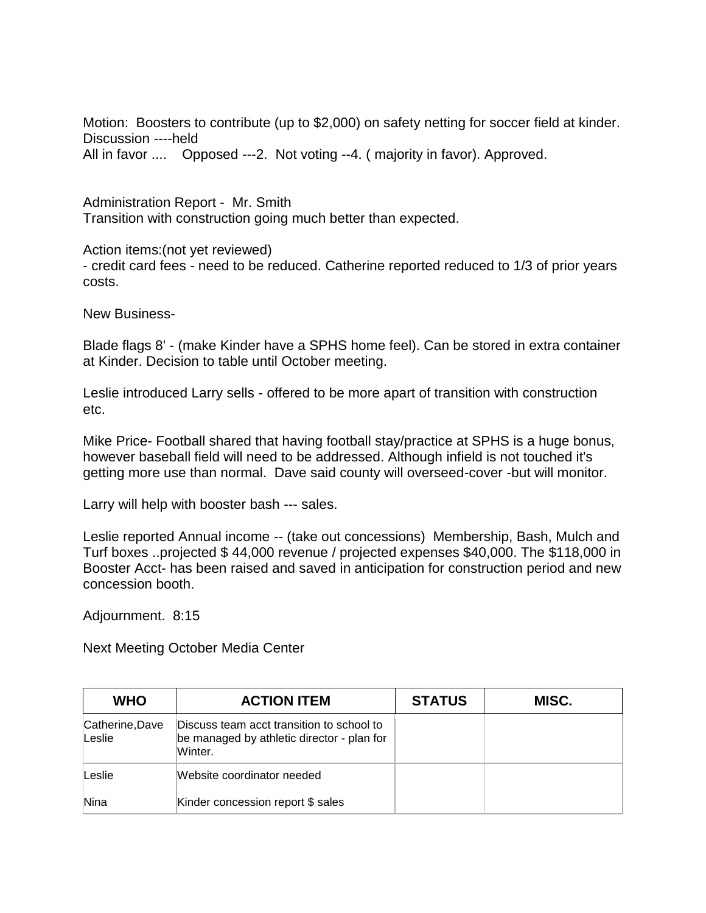Motion: Boosters to contribute (up to $2,000) on safety netting for soccer field at kinder.
Discussion ----held
All in favor .... Opposed ---2. Not voting --4. ( majority in favor). Approved.

Administration Report - Mr. Smith
Transition with construction going much better than expected.

Action items:(not yet reviewed)
- credit card fees - need to be reduced. Catherine reported reduced to 1/3 of prior years costs.

New Business-

Blade flags 8' - (make Kinder have a SPHS home feel). Can be stored in extra container at Kinder. Decision to table until October meeting.

Leslie introduced Larry sells - offered to be more apart of transition with construction etc.

Mike Price- Football shared that having football stay/practice at SPHS is a huge bonus, however baseball field will need to be addressed. Although infield is not touched it's getting more use than normal. Dave said county will overseed-cover -but will monitor.

Larry will help with booster bash --- sales.

Leslie reported Annual income -- (take out concessions) Membership, Bash, Mulch and Turf boxes ..projected $ 44,000 revenue / projected expenses $40,000. The $118,000 in Booster Acct- has been raised and saved in anticipation for construction period and new concession booth.

Adjournment. 8:15

Next Meeting October Media Center

| WHO | ACTION ITEM | STATUS | MISC. |
|---|---|---|---|
| Catherine,Dave Leslie | Discuss team acct transition to school to be managed by athletic director - plan for Winter. | | |
| Leslie<br><br>Nina | Website coordinator needed<br><br>Kinder concession report $ sales | | |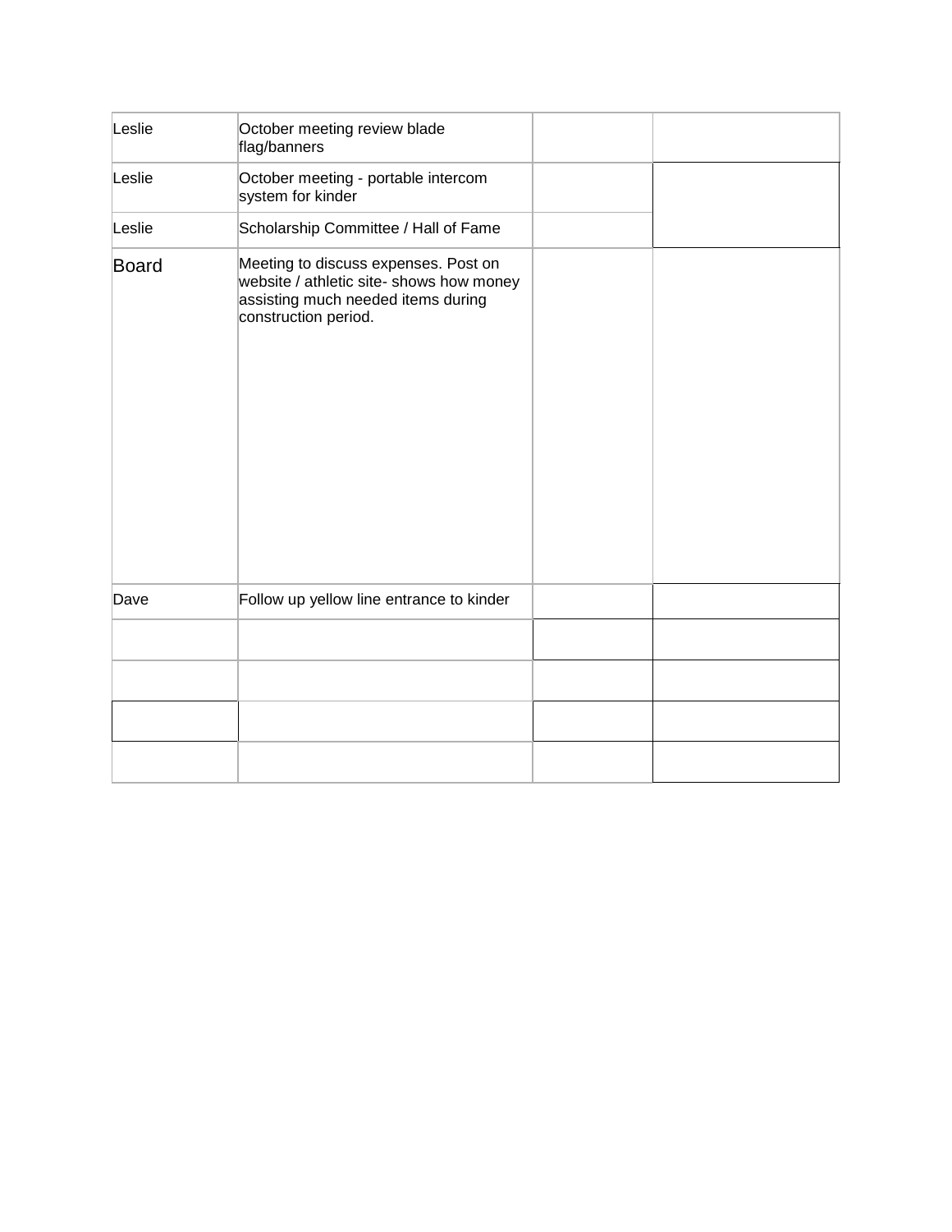| | | | |
|---|---|---|---|
| Leslie | October meeting review blade flag/banners | | |
| Leslie | October meeting - portable intercom system for kinder | | |
| Leslie | Scholarship Committee / Hall of Fame | | |
| Board | Meeting to discuss expenses. Post on website / athletic site- shows how money assisting much needed items during construction period. | | |
| Dave | Follow up yellow line entrance to kinder | | |
| | | | |
| | | | |
| | | | |
| | | | |